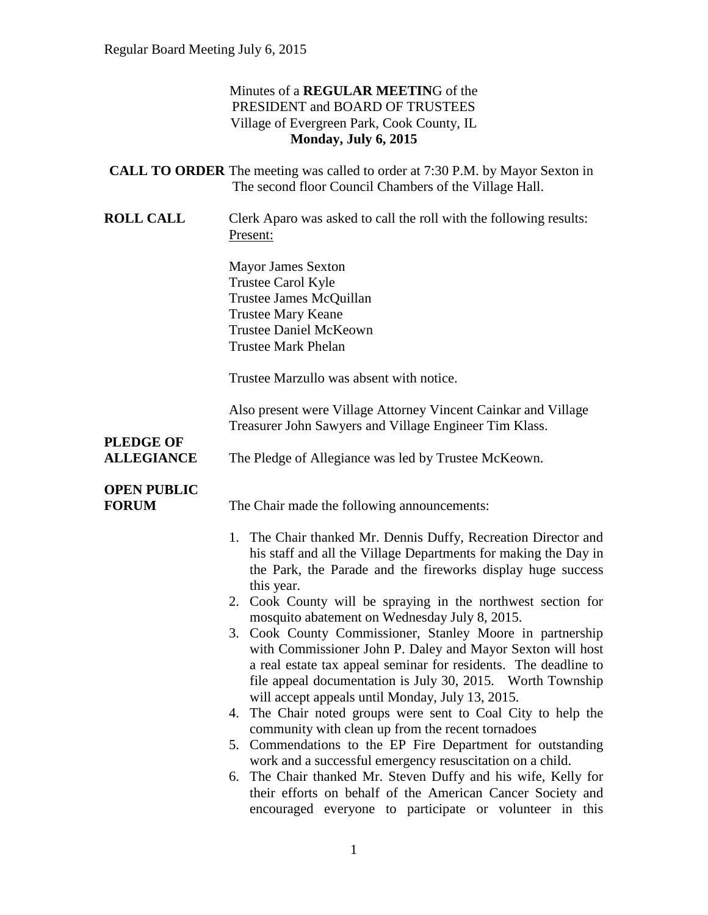Minutes of a **REGULAR MEETIN**G of the
PRESIDENT and BOARD OF TRUSTEES
Village of Evergreen Park, Cook County, IL
**Monday, July 6, 2015**

**CALL TO ORDER** The meeting was called to order at 7:30 P.M. by Mayor Sexton in The second floor Council Chambers of the Village Hall.

**ROLL CALL** Clerk Aparo was asked to call the roll with the following results:
Present:

Mayor James Sexton
Trustee Carol Kyle
Trustee James McQuillan
Trustee Mary Keane
Trustee Daniel McKeown
Trustee Mark Phelan

Trustee Marzullo was absent with notice.

Also present were Village Attorney Vincent Cainkar and Village Treasurer John Sawyers and Village Engineer Tim Klass.

**PLEDGE OF ALLEGIANCE** The Pledge of Allegiance was led by Trustee McKeown.

**OPEN PUBLIC FORUM** The Chair made the following announcements:

1. The Chair thanked Mr. Dennis Duffy, Recreation Director and his staff and all the Village Departments for making the Day in the Park, the Parade and the fireworks display huge success this year.
2. Cook County will be spraying in the northwest section for mosquito abatement on Wednesday July 8, 2015.
3. Cook County Commissioner, Stanley Moore in partnership with Commissioner John P. Daley and Mayor Sexton will host a real estate tax appeal seminar for residents. The deadline to file appeal documentation is July 30, 2015. Worth Township will accept appeals until Monday, July 13, 2015.
4. The Chair noted groups were sent to Coal City to help the community with clean up from the recent tornadoes
5. Commendations to the EP Fire Department for outstanding work and a successful emergency resuscitation on a child.
6. The Chair thanked Mr. Steven Duffy and his wife, Kelly for their efforts on behalf of the American Cancer Society and encouraged everyone to participate or volunteer in this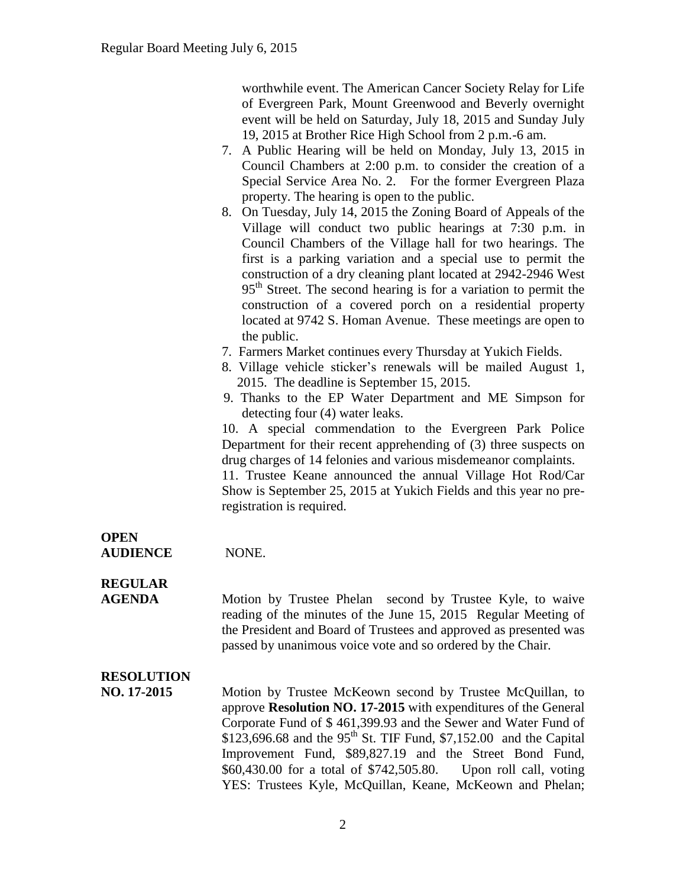worthwhile event. The American Cancer Society Relay for Life of Evergreen Park, Mount Greenwood and Beverly overnight event will be held on Saturday, July 18, 2015 and Sunday July 19, 2015 at Brother Rice High School from 2 p.m.-6 am.

7. A Public Hearing will be held on Monday, July 13, 2015 in Council Chambers at 2:00 p.m. to consider the creation of a Special Service Area No. 2. For the former Evergreen Plaza property. The hearing is open to the public.
8. On Tuesday, July 14, 2015 the Zoning Board of Appeals of the Village will conduct two public hearings at 7:30 p.m. in Council Chambers of the Village hall for two hearings. The first is a parking variation and a special use to permit the construction of a dry cleaning plant located at 2942-2946 West 95th Street. The second hearing is for a variation to permit the construction of a covered porch on a residential property located at 9742 S. Homan Avenue. These meetings are open to the public.
7. Farmers Market continues every Thursday at Yukich Fields.
8. Village vehicle sticker's renewals will be mailed August 1, 2015. The deadline is September 15, 2015.
9. Thanks to the EP Water Department and ME Simpson for detecting four (4) water leaks.
10. A special commendation to the Evergreen Park Police Department for their recent apprehending of (3) three suspects on drug charges of 14 felonies and various misdemeanor complaints.
11. Trustee Keane announced the annual Village Hot Rod/Car Show is September 25, 2015 at Yukich Fields and this year no pre-registration is required.

**OPEN AUDIENCE** NONE.

**REGULAR AGENDA** Motion by Trustee Phelan second by Trustee Kyle, to waive reading of the minutes of the June 15, 2015 Regular Meeting of the President and Board of Trustees and approved as presented was passed by unanimous voice vote and so ordered by the Chair.

**RESOLUTION NO. 17-2015** Motion by Trustee McKeown second by Trustee McQuillan, to approve **Resolution NO. 17-2015** with expenditures of the General Corporate Fund of $ 461,399.93 and the Sewer and Water Fund of $123,696.68 and the 95th St. TIF Fund, $7,152.00 and the Capital Improvement Fund, $89,827.19 and the Street Bond Fund, $60,430.00 for a total of $742,505.80. Upon roll call, voting YES: Trustees Kyle, McQuillan, Keane, McKeown and Phelan;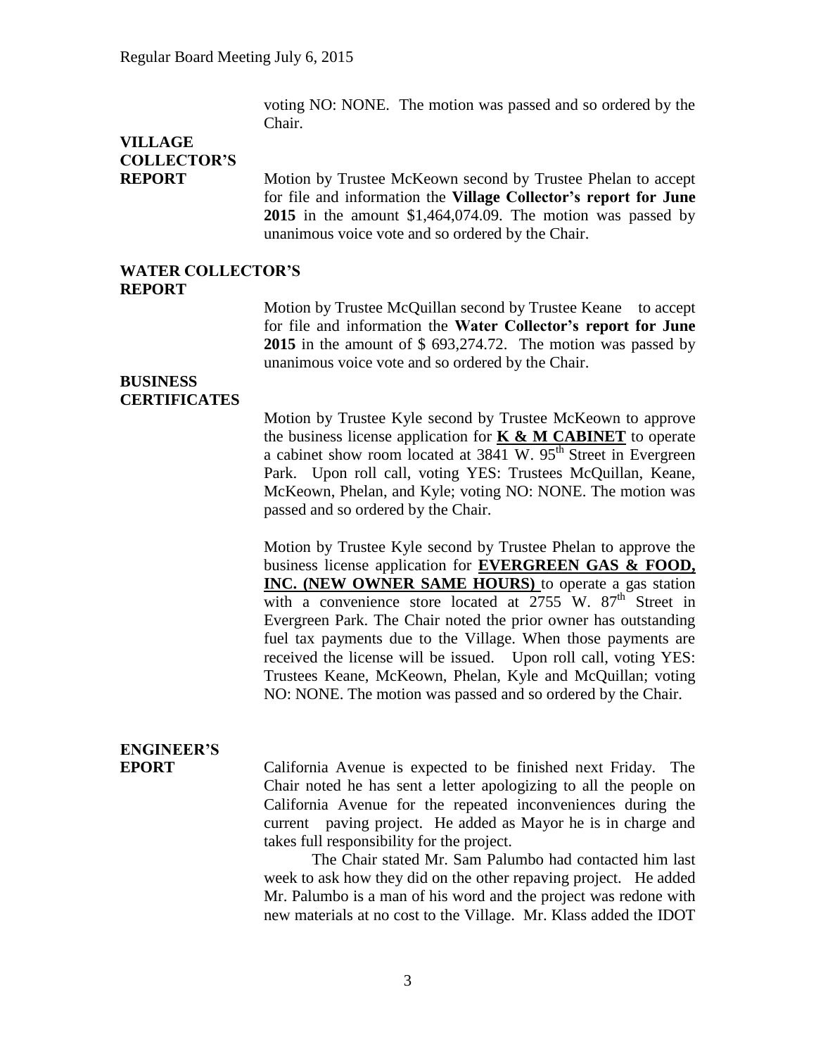voting NO: NONE. The motion was passed and so ordered by the Chair.

**VILLAGE COLLECTOR'S REPORT**

Motion by Trustee McKeown second by Trustee Phelan to accept for file and information the **Village Collector's report for June 2015** in the amount $1,464,074.09. The motion was passed by unanimous voice vote and so ordered by the Chair.

**WATER COLLECTOR'S REPORT**

Motion by Trustee McQuillan second by Trustee Keane to accept for file and information the **Water Collector's report for June 2015** in the amount of $ 693,274.72. The motion was passed by unanimous voice vote and so ordered by the Chair.

**BUSINESS CERTIFICATES**

Motion by Trustee Kyle second by Trustee McKeown to approve the business license application for **K & M CABINET** to operate a cabinet show room located at 3841 W. 95th Street in Evergreen Park. Upon roll call, voting YES: Trustees McQuillan, Keane, McKeown, Phelan, and Kyle; voting NO: NONE. The motion was passed and so ordered by the Chair.

Motion by Trustee Kyle second by Trustee Phelan to approve the business license application for **EVERGREEN GAS & FOOD, INC. (NEW OWNER SAME HOURS)** to operate a gas station with a convenience store located at 2755 W. 87th Street in Evergreen Park. The Chair noted the prior owner has outstanding fuel tax payments due to the Village. When those payments are received the license will be issued. Upon roll call, voting YES: Trustees Keane, McKeown, Phelan, Kyle and McQuillan; voting NO: NONE. The motion was passed and so ordered by the Chair.

**ENGINEER'S EPORT**

California Avenue is expected to be finished next Friday. The Chair noted he has sent a letter apologizing to all the people on California Avenue for the repeated inconveniences during the current paving project. He added as Mayor he is in charge and takes full responsibility for the project.

The Chair stated Mr. Sam Palumbo had contacted him last week to ask how they did on the other repaving project. He added Mr. Palumbo is a man of his word and the project was redone with new materials at no cost to the Village. Mr. Klass added the IDOT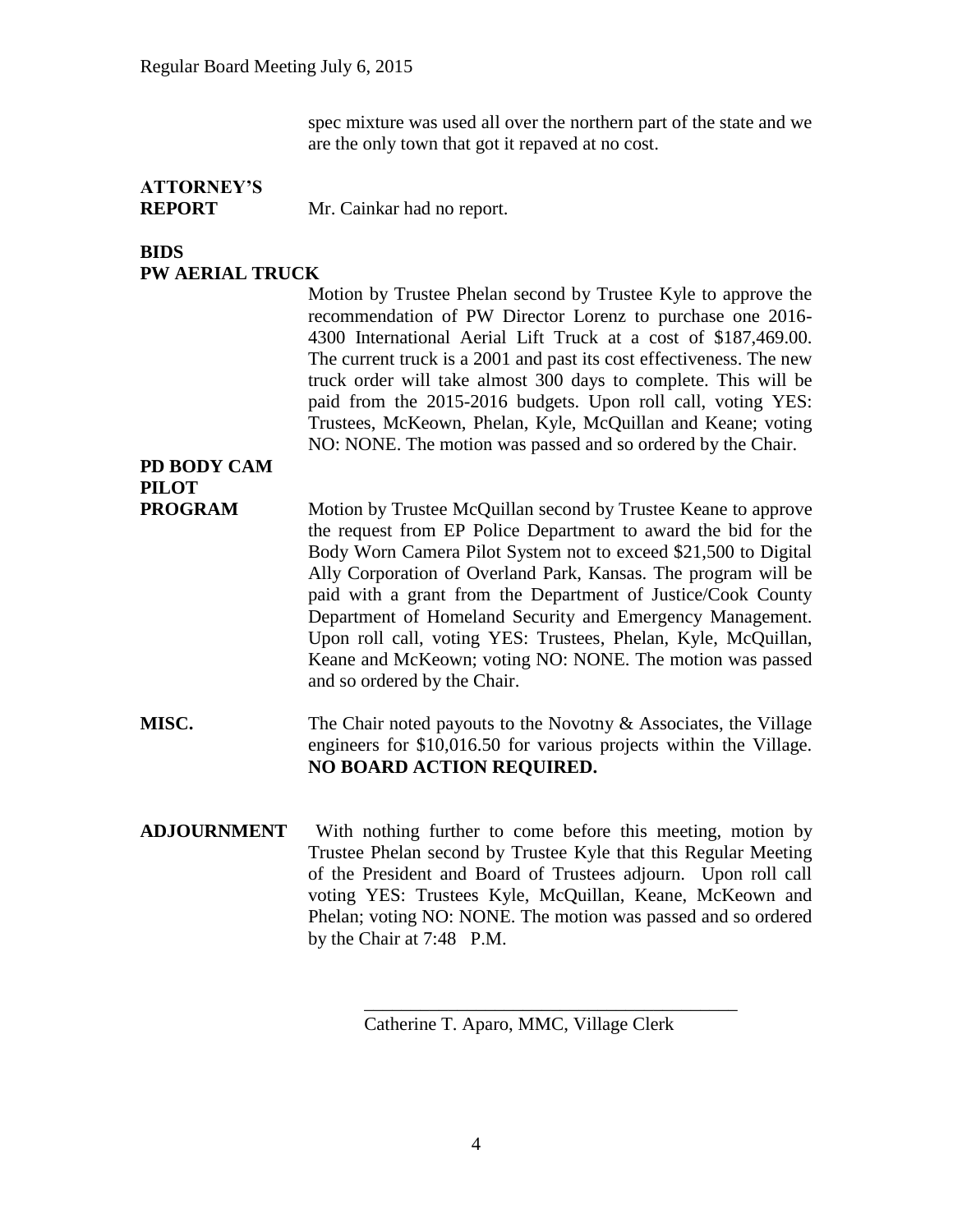spec mixture was used all over the northern part of the state and we are the only town that got it repaved at no cost.

**ATTORNEY'S REPORT**

Mr. Cainkar had no report.

**BIDS**

**PW AERIAL TRUCK**

Motion by Trustee Phelan second by Trustee Kyle to approve the recommendation of PW Director Lorenz to purchase one 2016-4300 International Aerial Lift Truck at a cost of $187,469.00. The current truck is a 2001 and past its cost effectiveness. The new truck order will take almost 300 days to complete. This will be paid from the 2015-2016 budgets. Upon roll call, voting YES: Trustees, McKeown, Phelan, Kyle, McQuillan and Keane; voting NO: NONE. The motion was passed and so ordered by the Chair.

**PD BODY CAM PILOT PROGRAM**

Motion by Trustee McQuillan second by Trustee Keane to approve the request from EP Police Department to award the bid for the Body Worn Camera Pilot System not to exceed $21,500 to Digital Ally Corporation of Overland Park, Kansas. The program will be paid with a grant from the Department of Justice/Cook County Department of Homeland Security and Emergency Management. Upon roll call, voting YES: Trustees, Phelan, Kyle, McQuillan, Keane and McKeown; voting NO: NONE. The motion was passed and so ordered by the Chair.

**MISC.**

The Chair noted payouts to the Novotny & Associates, the Village engineers for $10,016.50 for various projects within the Village. **NO BOARD ACTION REQUIRED.**

**ADJOURNMENT**

With nothing further to come before this meeting, motion by Trustee Phelan second by Trustee Kyle that this Regular Meeting of the President and Board of Trustees adjourn. Upon roll call voting YES: Trustees Kyle, McQuillan, Keane, McKeown and Phelan; voting NO: NONE. The motion was passed and so ordered by the Chair at 7:48 P.M.

\_\_\_\_\_\_\_\_\_\_\_\_\_\_\_\_\_\_\_\_\_\_\_\_\_\_\_\_\_\_\_\_\_\_\_\_\_\_\_\_

Catherine T. Aparo, MMC, Village Clerk